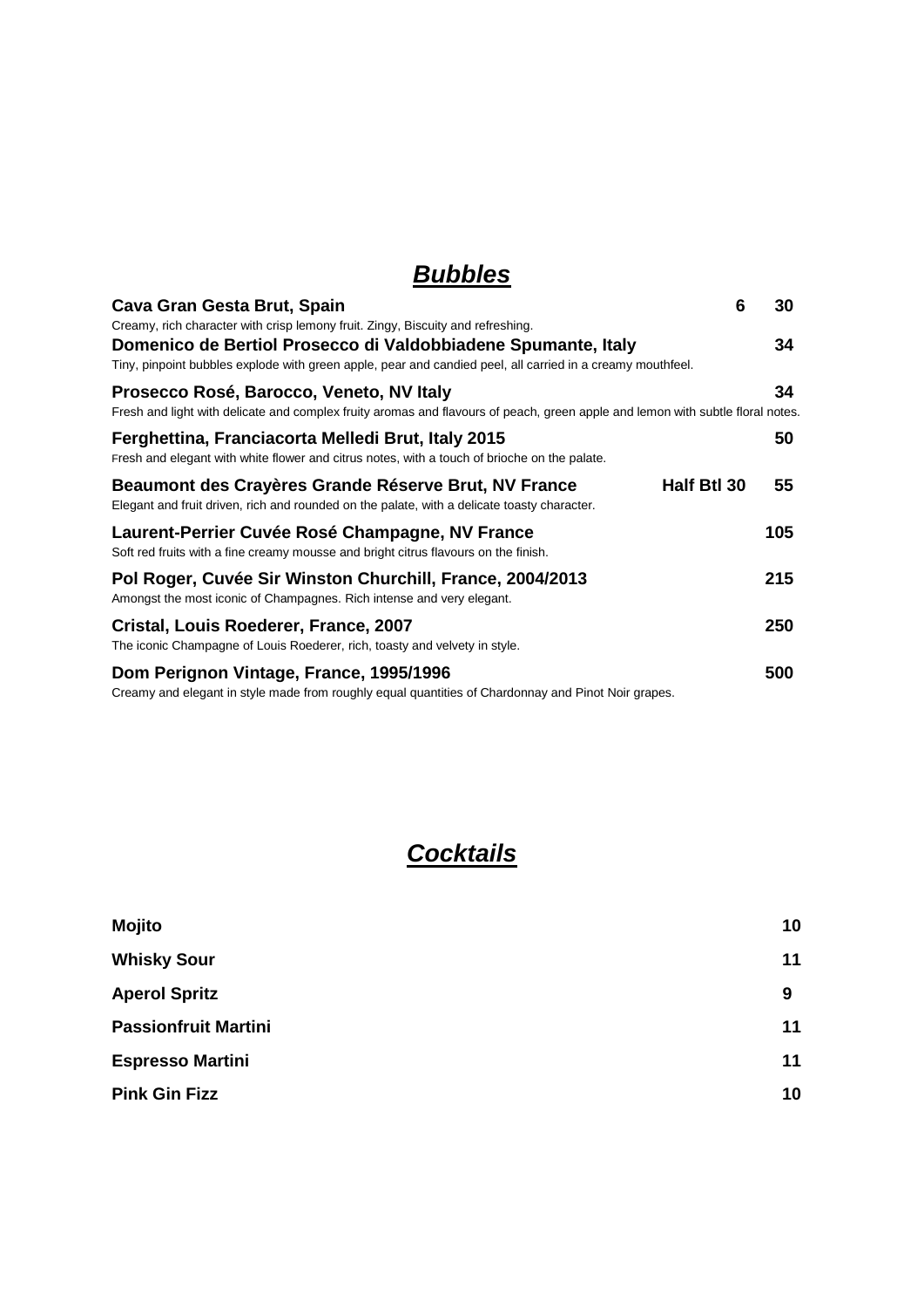## ***Bubbles***

**Cava Gran Gesta Brut, Spain** — **6** — **30**
Creamy, rich character with crisp lemony fruit. Zingy, Biscuity and refreshing.

**Domenico de Bertiol Prosecco di Valdobbiadene Spumante, Italy** — **34**
Tiny, pinpoint bubbles explode with green apple, pear and candied peel, all carried in a creamy mouthfeel.

**Prosecco Rosé, Barocco, Veneto, NV Italy** — **34**
Fresh and light with delicate and complex fruity aromas and flavours of peach, green apple and lemon with subtle floral notes.

**Ferghettina, Franciacorta Melledi Brut, Italy 2015** — **50**
Fresh and elegant with white flower and citrus notes, with a touch of brioche on the palate.

**Beaumont des Crayères Grande Réserve Brut, NV France** — **Half Btl 30** — **55**
Elegant and fruit driven, rich and rounded on the palate, with a delicate toasty character.

**Laurent-Perrier Cuvée Rosé Champagne, NV France** — **105**
Soft red fruits with a fine creamy mousse and bright citrus flavours on the finish.

**Pol Roger, Cuvée Sir Winston Churchill, France, 2004/2013** — **215**
Amongst the most iconic of Champagnes. Rich intense and very elegant.

**Cristal, Louis Roederer, France, 2007** — **250**
The iconic Champagne of Louis Roederer, rich, toasty and velvety in style.

**Dom Perignon Vintage, France, 1995/1996** — **500**
Creamy and elegant in style made from roughly equal quantities of Chardonnay and Pinot Noir grapes.

## ***Cocktails***

| | |
|---|---|
| **Mojito** | **10** |
| **Whisky Sour** | **11** |
| **Aperol Spritz** | **9** |
| **Passionfruit Martini** | **11** |
| **Espresso Martini** | **11** |
| **Pink Gin Fizz** | **10** |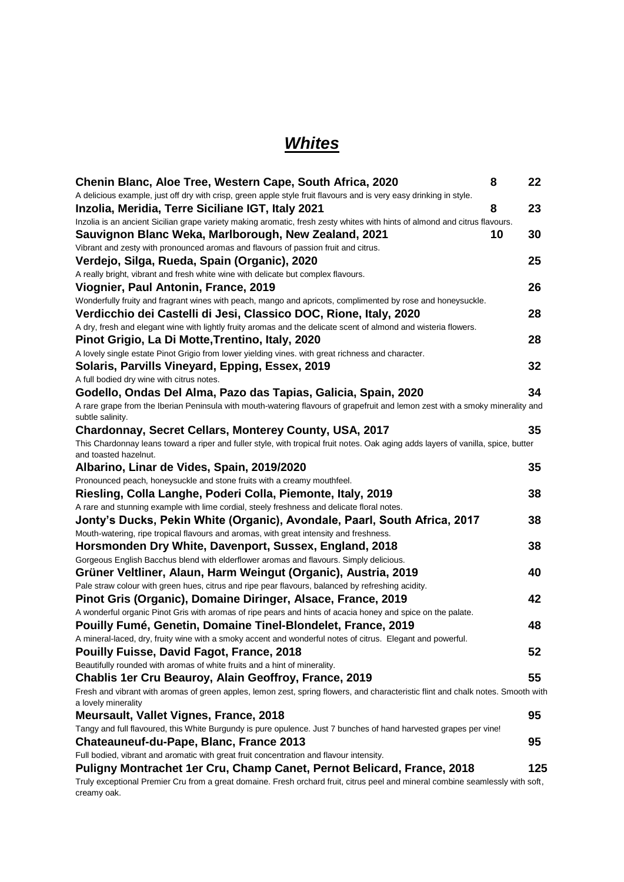# ***Whites***

**Chenin Blanc, Aloe Tree, Western Cape, South Africa, 2020** **8** **22**
A delicious example, just off dry with crisp, green apple style fruit flavours and is very easy drinking in style.

**Inzolia, Meridia, Terre Siciliane IGT, Italy 2021** **8** **23**
Inzolia is an ancient Sicilian grape variety making aromatic, fresh zesty whites with hints of almond and citrus flavours.

**Sauvignon Blanc Weka, Marlborough, New Zealand, 2021** **10** **30**
Vibrant and zesty with pronounced aromas and flavours of passion fruit and citrus.

**Verdejo, Silga, Rueda, Spain (Organic), 2020** **25**
A really bright, vibrant and fresh white wine with delicate but complex flavours.

**Viognier, Paul Antonin, France, 2019** **26**
Wonderfully fruity and fragrant wines with peach, mango and apricots, complimented by rose and honeysuckle.

**Verdicchio dei Castelli di Jesi, Classico DOC, Rione, Italy, 2020** **28**
A dry, fresh and elegant wine with lightly fruity aromas and the delicate scent of almond and wisteria flowers.

**Pinot Grigio, La Di Motte,Trentino, Italy, 2020** **28**
A lovely single estate Pinot Grigio from lower yielding vines. with great richness and character.

**Solaris, Parvills Vineyard, Epping, Essex, 2019** **32**
A full bodied dry wine with citrus notes.

**Godello, Ondas Del Alma, Pazo das Tapias, Galicia, Spain, 2020** **34**
A rare grape from the Iberian Peninsula with mouth-watering flavours of grapefruit and lemon zest with a smoky minerality and subtle salinity.

**Chardonnay, Secret Cellars, Monterey County, USA, 2017** **35**
This Chardonnay leans toward a riper and fuller style, with tropical fruit notes. Oak aging adds layers of vanilla, spice, butter and toasted hazelnut.

**Albarino, Linar de Vides, Spain, 2019/2020** **35**
Pronounced peach, honeysuckle and stone fruits with a creamy mouthfeel.

**Riesling, Colla Langhe, Poderi Colla, Piemonte, Italy, 2019** **38**
A rare and stunning example with lime cordial, steely freshness and delicate floral notes.

**Jonty's Ducks, Pekin White (Organic), Avondale, Paarl, South Africa, 2017** **38**
Mouth-watering, ripe tropical flavours and aromas, with great intensity and freshness.

**Horsmonden Dry White, Davenport, Sussex, England, 2018** **38**
Gorgeous English Bacchus blend with elderflower aromas and flavours. Simply delicious.

**Grüner Veltliner, Alaun, Harm Weingut (Organic), Austria, 2019** **40**
Pale straw colour with green hues, citrus and ripe pear flavours, balanced by refreshing acidity.

**Pinot Gris (Organic), Domaine Diringer, Alsace, France, 2019** **42**
A wonderful organic Pinot Gris with aromas of ripe pears and hints of acacia honey and spice on the palate.

**Pouilly Fumé, Genetin, Domaine Tinel-Blondelet, France, 2019** **48**
A mineral-laced, dry, fruity wine with a smoky accent and wonderful notes of citrus. Elegant and powerful.

**Pouilly Fuisse, David Fagot, France, 2018** **52**
Beautifully rounded with aromas of white fruits and a hint of minerality.

**Chablis 1er Cru Beauroy, Alain Geoffroy, France, 2019** **55**
Fresh and vibrant with aromas of green apples, lemon zest, spring flowers, and characteristic flint and chalk notes. Smooth with a lovely minerality

**Meursault, Vallet Vignes, France, 2018** **95**
Tangy and full flavoured, this White Burgundy is pure opulence. Just 7 bunches of hand harvested grapes per vine!

**Chateauneuf-du-Pape, Blanc, France 2013** **95**
Full bodied, vibrant and aromatic with great fruit concentration and flavour intensity.

**Puligny Montrachet 1er Cru, Champ Canet, Pernot Belicard, France, 2018** **125**
Truly exceptional Premier Cru from a great domaine. Fresh orchard fruit, citrus peel and mineral combine seamlessly with soft, creamy oak.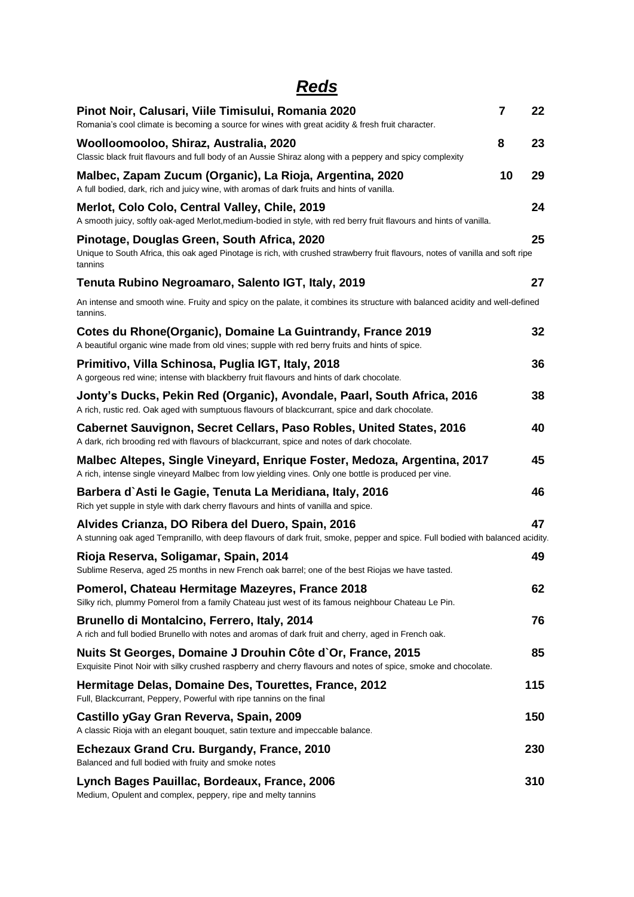# ***Reds***

**Pinot Noir, Calusari, Viile Timisului, Romania 2020** **7** **22**
Romania's cool climate is becoming a source for wines with great acidity & fresh fruit character.

**Woolloomooloo, Shiraz, Australia, 2020** **8** **23**
Classic black fruit flavours and full body of an Aussie Shiraz along with a peppery and spicy complexity

**Malbec, Zapam Zucum (Organic), La Rioja, Argentina, 2020** **10** **29**
A full bodied, dark, rich and juicy wine, with aromas of dark fruits and hints of vanilla.

**Merlot, Colo Colo, Central Valley, Chile, 2019** **24**
A smooth juicy, softly oak-aged Merlot,medium-bodied in style, with red berry fruit flavours and hints of vanilla.

**Pinotage, Douglas Green, South Africa, 2020** **25**
Unique to South Africa, this oak aged Pinotage is rich, with crushed strawberry fruit flavours, notes of vanilla and soft ripe tannins

**Tenuta Rubino Negroamaro, Salento IGT, Italy, 2019** **27**
An intense and smooth wine. Fruity and spicy on the palate, it combines its structure with balanced acidity and well-defined tannins.

**Cotes du Rhone(Organic), Domaine La Guintrandy, France 2019** **32**
A beautiful organic wine made from old vines; supple with red berry fruits and hints of spice.

**Primitivo, Villa Schinosa, Puglia IGT, Italy, 2018** **36**
A gorgeous red wine; intense with blackberry fruit flavours and hints of dark chocolate.

**Jonty's Ducks, Pekin Red (Organic), Avondale, Paarl, South Africa, 2016** **38**
A rich, rustic red. Oak aged with sumptuous flavours of blackcurrant, spice and dark chocolate.

**Cabernet Sauvignon, Secret Cellars, Paso Robles, United States, 2016** **40**
A dark, rich brooding red with flavours of blackcurrant, spice and notes of dark chocolate.

**Malbec Altepes, Single Vineyard, Enrique Foster, Medoza, Argentina, 2017** **45**
A rich, intense single vineyard Malbec from low yielding vines. Only one bottle is produced per vine.

**Barbera d`Asti le Gagie, Tenuta La Meridiana, Italy, 2016** **46**
Rich yet supple in style with dark cherry flavours and hints of vanilla and spice.

**Alvides Crianza, DO Ribera del Duero, Spain, 2016** **47**
A stunning oak aged Tempranillo, with deep flavours of dark fruit, smoke, pepper and spice. Full bodied with balanced acidity.

**Rioja Reserva, Soligamar, Spain, 2014** **49**
Sublime Reserva, aged 25 months in new French oak barrel; one of the best Riojas we have tasted.

**Pomerol, Chateau Hermitage Mazeyres, France 2018** **62**
Silky rich, plummy Pomerol from a family Chateau just west of its famous neighbour Chateau Le Pin.

**Brunello di Montalcino, Ferrero, Italy, 2014** **76**
A rich and full bodied Brunello with notes and aromas of dark fruit and cherry, aged in French oak.

**Nuits St Georges, Domaine J Drouhin Côte d`Or, France, 2015** **85**
Exquisite Pinot Noir with silky crushed raspberry and cherry flavours and notes of spice, smoke and chocolate.

**Hermitage Delas, Domaine Des, Tourettes, France, 2012** **115**
Full, Blackcurrant, Peppery, Powerful with ripe tannins on the final

**Castillo yGay Gran Reverva, Spain, 2009** **150**
A classic Rioja with an elegant bouquet, satin texture and impeccable balance.

**Echezaux Grand Cru. Burgandy, France, 2010** **230**
Balanced and full bodied with fruity and smoke notes

**Lynch Bages Pauillac, Bordeaux, France, 2006** **310**
Medium, Opulent and complex, peppery, ripe and melty tannins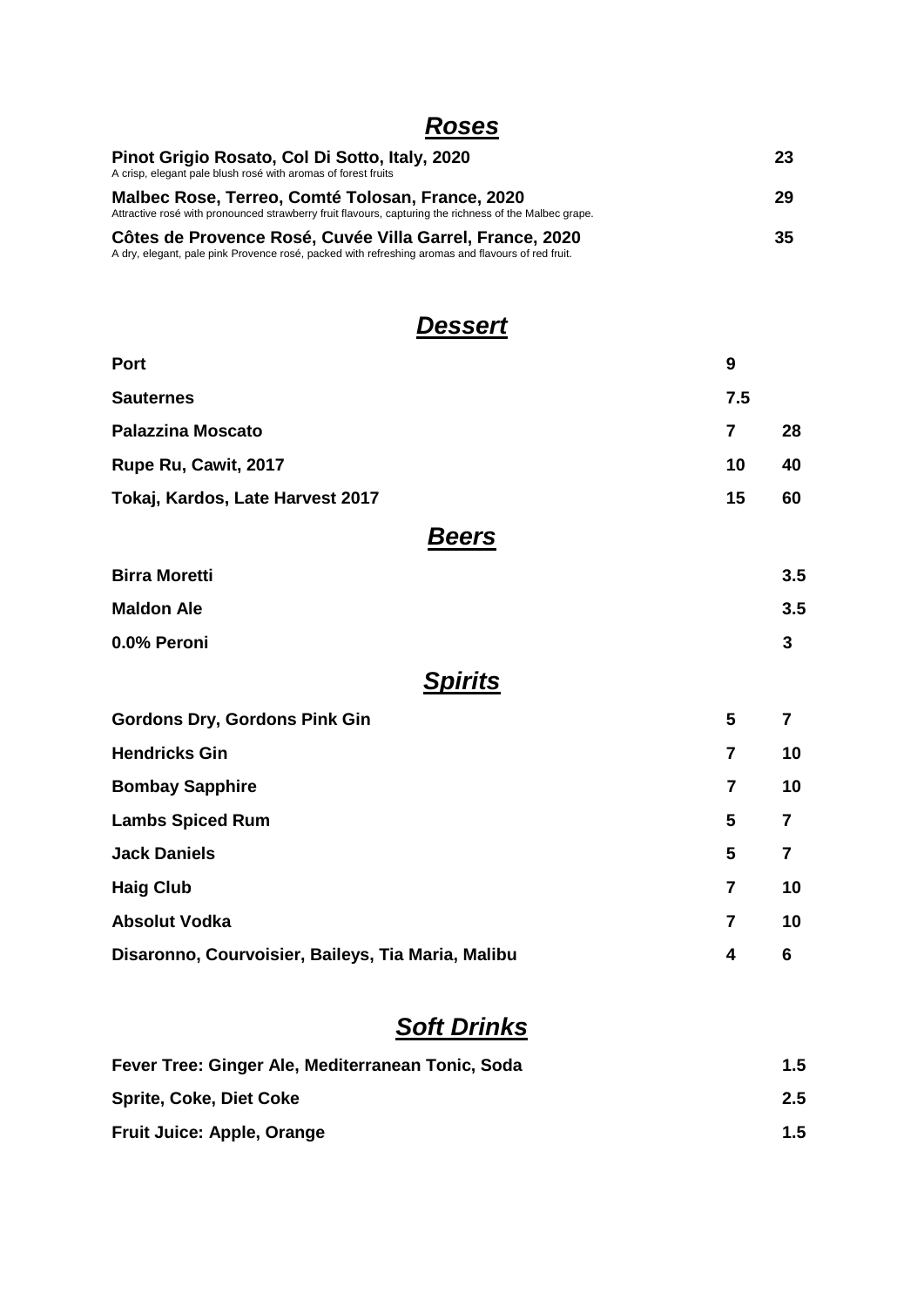## ***Roses***

| | |
|---|---|
| **Pinot Grigio Rosato, Col Di Sotto, Italy, 2020**<br>A crisp, elegant pale blush rosé with aromas of forest fruits | **23** |
| **Malbec Rose, Terreo, Comté Tolosan, France, 2020**<br>Attractive rosé with pronounced strawberry fruit flavours, capturing the richness of the Malbec grape. | **29** |
| **Côtes de Provence Rosé, Cuvée Villa Garrel, France, 2020**<br>A dry, elegant, pale pink Provence rosé, packed with refreshing aromas and flavours of red fruit. | **35** |

## ***Dessert***

| | | |
|---|---|---|
| **Port** | **9** | |
| **Sauternes** | **7.5** | |
| **Palazzina Moscato** | **7** | **28** |
| **Rupe Ru, Cawit, 2017** | **10** | **40** |
| **Tokaj, Kardos, Late Harvest 2017** | **15** | **60** |

## ***Beers***

| | |
|---|---|
| **Birra Moretti** | **3.5** |
| **Maldon Ale** | **3.5** |
| **0.0% Peroni** | **3** |

## ***Spirits***

| | | |
|---|---|---|
| **Gordons Dry, Gordons Pink Gin** | **5** | **7** |
| **Hendricks Gin** | **7** | **10** |
| **Bombay Sapphire** | **7** | **10** |
| **Lambs Spiced Rum** | **5** | **7** |
| **Jack Daniels** | **5** | **7** |
| **Haig Club** | **7** | **10** |
| **Absolut Vodka** | **7** | **10** |
| **Disaronno, Courvoisier, Baileys, Tia Maria, Malibu** | **4** | **6** |

## ***Soft Drinks***

| | |
|---|---|
| **Fever Tree: Ginger Ale, Mediterranean Tonic, Soda** | **1.5** |
| **Sprite, Coke, Diet Coke** | **2.5** |
| **Fruit Juice: Apple, Orange** | **1.5** |